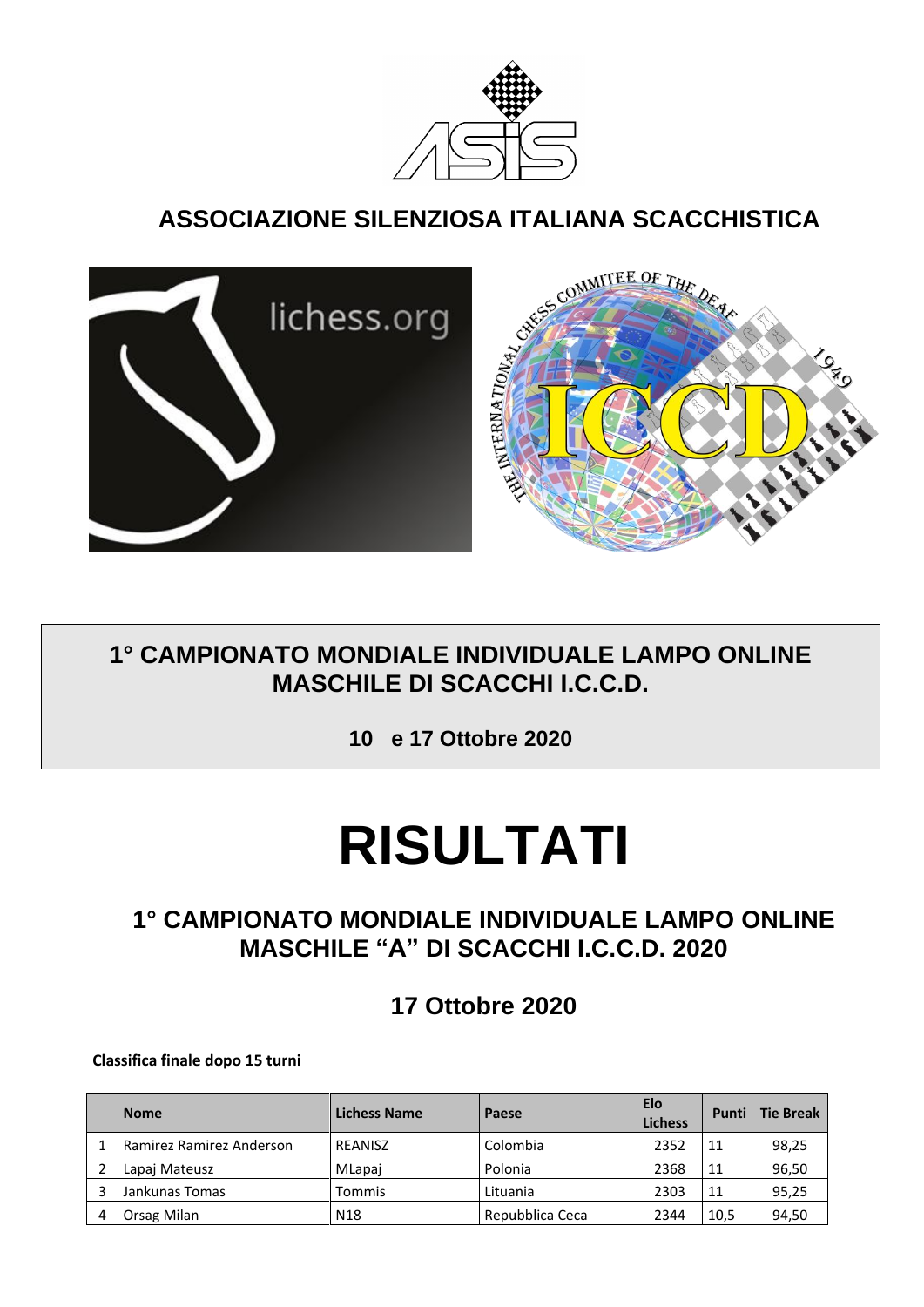# ASSOCIAZIONE SILENZIOSA ITALIANA SCACCHISTICA

## 1° CAMPIONATO MONDIALE INDIVIDUALE LAMPO ONLINE MASCHILE DI SCACCHI I.C.C.D.

**10 e 17 Ottobre 2020**

# RISULTATI

## 1° CAMPIONATO MONDIALE INDIVIDUALE LAMPO ONLINE MASCHILE "A" DI SCACCHI I.C.C.D. 2020

### 17 Ottobre 2020

**Classifica finale dopo 15 turni**

| | Nome | Lichess Name | Paese | Elo Lichess | Punti | Tie Break |
|---|---|---|---|---|---|---|
| 1 | Ramirez Ramirez Anderson | REANISZ | Colombia | 2352 | 11 | 98,25 |
| 2 | Lapaj Mateusz | MLapaj | Polonia | 2368 | 11 | 96,50 |
| 3 | Jankunas Tomas | Tommis | Lituania | 2303 | 11 | 95,25 |
| 4 | Orsag Milan | N18 | Repubblica Ceca | 2344 | 10,5 | 94,50 |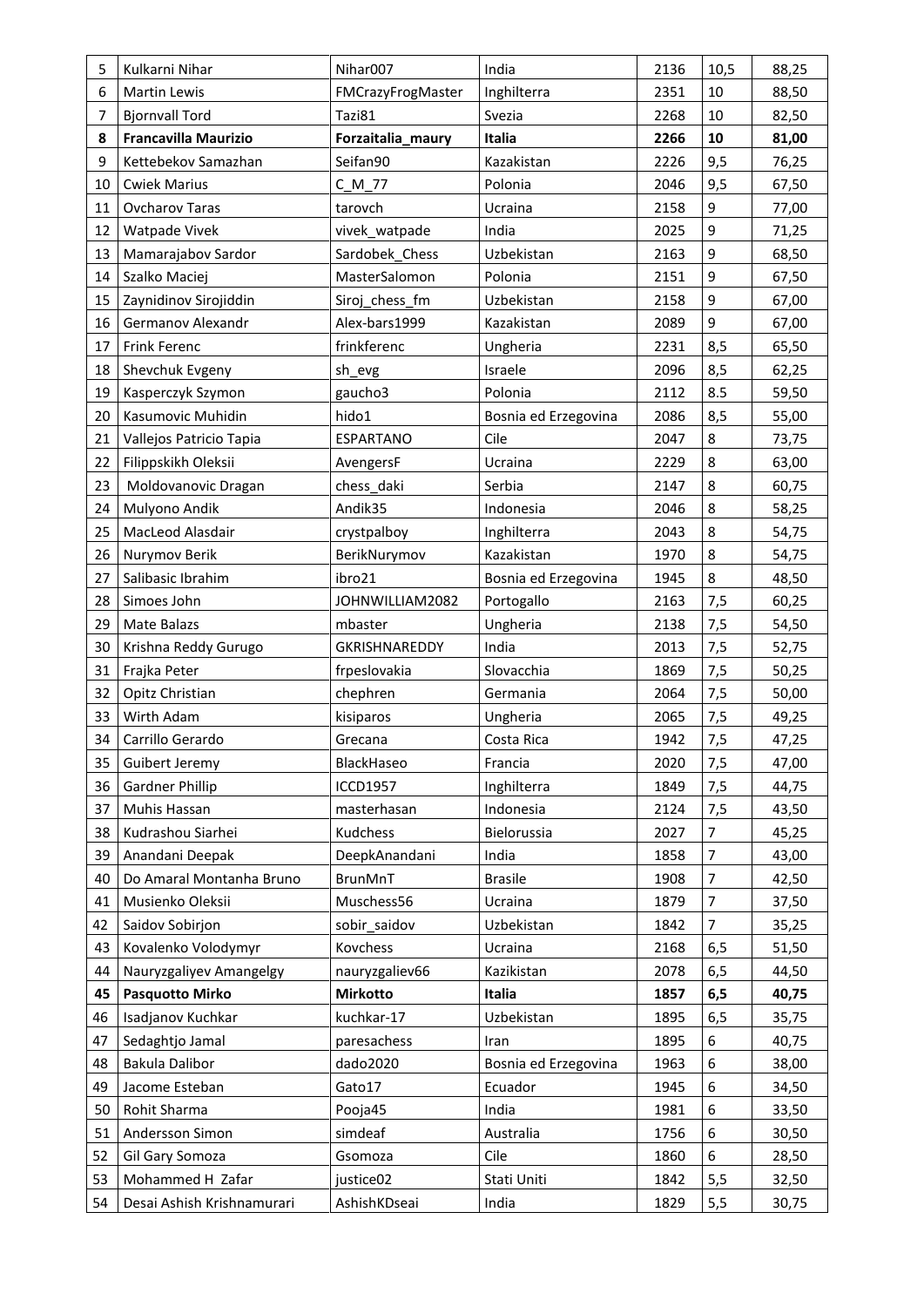| 5 | Kulkarni Nihar | Nihar007 | India | 2136 | 10,5 | 88,25 |
|---|---|---|---|---|---|---|
| 6 | Martin Lewis | FMCrazyFrogMaster | Inghilterra | 2351 | 10 | 88,50 |
| 7 | Bjornvall Tord | Tazi81 | Svezia | 2268 | 10 | 82,50 |
| **8** | **Francavilla Maurizio** | **Forzaitalia_maury** | **Italia** | **2266** | **10** | **81,00** |
| 9 | Kettebekov Samazhan | Seifan90 | Kazakistan | 2226 | 9,5 | 76,25 |
| 10 | Cwiek Marius | C_M_77 | Polonia | 2046 | 9,5 | 67,50 |
| 11 | Ovcharov Taras | tarovch | Ucraina | 2158 | 9 | 77,00 |
| 12 | Watpade Vivek | vivek_watpade | India | 2025 | 9 | 71,25 |
| 13 | Mamarajabov Sardor | Sardobek_Chess | Uzbekistan | 2163 | 9 | 68,50 |
| 14 | Szalko Maciej | MasterSalomon | Polonia | 2151 | 9 | 67,50 |
| 15 | Zaynidinov Sirojiddin | Siroj_chess_fm | Uzbekistan | 2158 | 9 | 67,00 |
| 16 | Germanov Alexandr | Alex-bars1999 | Kazakistan | 2089 | 9 | 67,00 |
| 17 | Frink Ferenc | frinkferenc | Ungheria | 2231 | 8,5 | 65,50 |
| 18 | Shevchuk Evgeny | sh_evg | Israele | 2096 | 8,5 | 62,25 |
| 19 | Kasperczyk Szymon | gaucho3 | Polonia | 2112 | 8.5 | 59,50 |
| 20 | Kasumovic Muhidin | hido1 | Bosnia ed Erzegovina | 2086 | 8,5 | 55,00 |
| 21 | Vallejos Patricio Tapia | ESPARTANO | Cile | 2047 | 8 | 73,75 |
| 22 | Filippskikh Oleksii | AvengersF | Ucraina | 2229 | 8 | 63,00 |
| 23 | Moldovanovic Dragan | chess_daki | Serbia | 2147 | 8 | 60,75 |
| 24 | Mulyono Andik | Andik35 | Indonesia | 2046 | 8 | 58,25 |
| 25 | MacLeod Alasdair | crystpalboy | Inghilterra | 2043 | 8 | 54,75 |
| 26 | Nurymov Berik | BerikNurymov | Kazakistan | 1970 | 8 | 54,75 |
| 27 | Salibasic Ibrahim | ibro21 | Bosnia ed Erzegovina | 1945 | 8 | 48,50 |
| 28 | Simoes John | JOHNWILLIAM2082 | Portogallo | 2163 | 7,5 | 60,25 |
| 29 | Mate Balazs | mbaster | Ungheria | 2138 | 7,5 | 54,50 |
| 30 | Krishna Reddy Gurugo | GKRISHNAREDDY | India | 2013 | 7,5 | 52,75 |
| 31 | Frajka Peter | frpeslovakia | Slovacchia | 1869 | 7,5 | 50,25 |
| 32 | Opitz Christian | chephren | Germania | 2064 | 7,5 | 50,00 |
| 33 | Wirth Adam | kisiparos | Ungheria | 2065 | 7,5 | 49,25 |
| 34 | Carrillo Gerardo | Grecana | Costa Rica | 1942 | 7,5 | 47,25 |
| 35 | Guibert Jeremy | BlackHaseo | Francia | 2020 | 7,5 | 47,00 |
| 36 | Gardner Phillip | ICCD1957 | Inghilterra | 1849 | 7,5 | 44,75 |
| 37 | Muhis Hassan | masterhasan | Indonesia | 2124 | 7,5 | 43,50 |
| 38 | Kudrashou Siarhei | Kudchess | Bielorussia | 2027 | 7 | 45,25 |
| 39 | Anandani Deepak | DeepkAnandani | India | 1858 | 7 | 43,00 |
| 40 | Do Amaral Montanha Bruno | BrunMnT | Brasile | 1908 | 7 | 42,50 |
| 41 | Musienko Oleksii | Muschess56 | Ucraina | 1879 | 7 | 37,50 |
| 42 | Saidov Sobirjon | sobir_saidov | Uzbekistan | 1842 | 7 | 35,25 |
| 43 | Kovalenko Volodymyr | Kovchess | Ucraina | 2168 | 6,5 | 51,50 |
| 44 | Nauryzgaliyev Amangelgy | nauryzgaliev66 | Kazikistan | 2078 | 6,5 | 44,50 |
| **45** | **Pasquotto Mirko** | **Mirkotto** | **Italia** | **1857** | **6,5** | **40,75** |
| 46 | Isadjanov Kuchkar | kuchkar-17 | Uzbekistan | 1895 | 6,5 | 35,75 |
| 47 | Sedaghtjo Jamal | paresachess | Iran | 1895 | 6 | 40,75 |
| 48 | Bakula Dalibor | dado2020 | Bosnia ed Erzegovina | 1963 | 6 | 38,00 |
| 49 | Jacome Esteban | Gato17 | Ecuador | 1945 | 6 | 34,50 |
| 50 | Rohit Sharma | Pooja45 | India | 1981 | 6 | 33,50 |
| 51 | Andersson Simon | simdeaf | Australia | 1756 | 6 | 30,50 |
| 52 | Gil Gary Somoza | Gsomoza | Cile | 1860 | 6 | 28,50 |
| 53 | Mohammed H Zafar | justice02 | Stati Uniti | 1842 | 5,5 | 32,50 |
| 54 | Desai Ashish Krishnamurari | AshishKDseai | India | 1829 | 5,5 | 30,75 |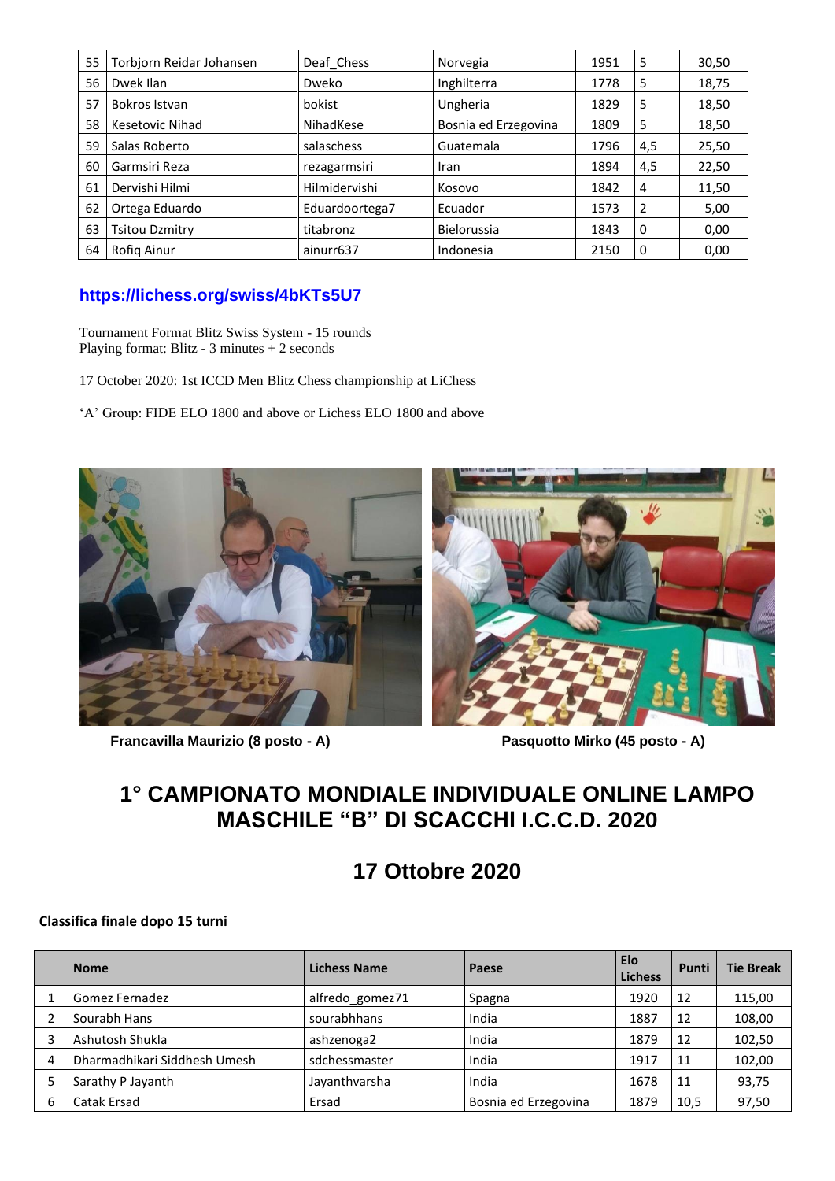| 55 | Torbjorn Reidar Johansen | Deaf_Chess | Norvegia | 1951 | 5 | 30,50 |
|---|---|---|---|---|---|---|
| 56 | Dwek Ilan | Dweko | Inghilterra | 1778 | 5 | 18,75 |
| 57 | Bokros Istvan | bokist | Ungheria | 1829 | 5 | 18,50 |
| 58 | Kesetovic Nihad | NihadKese | Bosnia ed Erzegovina | 1809 | 5 | 18,50 |
| 59 | Salas Roberto | salaschess | Guatemala | 1796 | 4,5 | 25,50 |
| 60 | Garmsiri Reza | rezagarmsiri | Iran | 1894 | 4,5 | 22,50 |
| 61 | Dervishi Hilmi | Hilmidervishi | Kosovo | 1842 | 4 | 11,50 |
| 62 | Ortega Eduardo | Eduardoortega7 | Ecuador | 1573 | 2 | 5,00 |
| 63 | Tsitou Dzmitry | titabronz | Bielorussia | 1843 | 0 | 0,00 |
| 64 | Rofiq Ainur | ainurr637 | Indonesia | 2150 | 0 | 0,00 |

**https://lichess.org/swiss/4bKTs5U7**

Tournament Format Blitz Swiss System - 15 rounds
Playing format: Blitz - 3 minutes + 2 seconds

17 October 2020: 1st ICCD Men Blitz Chess championship at LiChess

'A' Group: FIDE ELO 1800 and above or Lichess ELO 1800 and above

**Francavilla Maurizio (8 posto - A)**

**Pasquotto Mirko (45 posto - A)**

# 1° CAMPIONATO MONDIALE INDIVIDUALE ONLINE LAMPO MASCHILE "B" DI SCACCHI I.C.C.D. 2020

## 17 Ottobre 2020

**Classifica finale dopo 15 turni**

| | Nome | Lichess Name | Paese | Elo Lichess | Punti | Tie Break |
|---|---|---|---|---|---|---|
| 1 | Gomez Fernadez | alfredo_gomez71 | Spagna | 1920 | 12 | 115,00 |
| 2 | Sourabh Hans | sourabhhans | India | 1887 | 12 | 108,00 |
| 3 | Ashutosh Shukla | ashzenoga2 | India | 1879 | 12 | 102,50 |
| 4 | Dharmadhikari Siddhesh Umesh | sdchessmaster | India | 1917 | 11 | 102,00 |
| 5 | Sarathy P Jayanth | Jayanthvarsha | India | 1678 | 11 | 93,75 |
| 6 | Catak Ersad | Ersad | Bosnia ed Erzegovina | 1879 | 10,5 | 97,50 |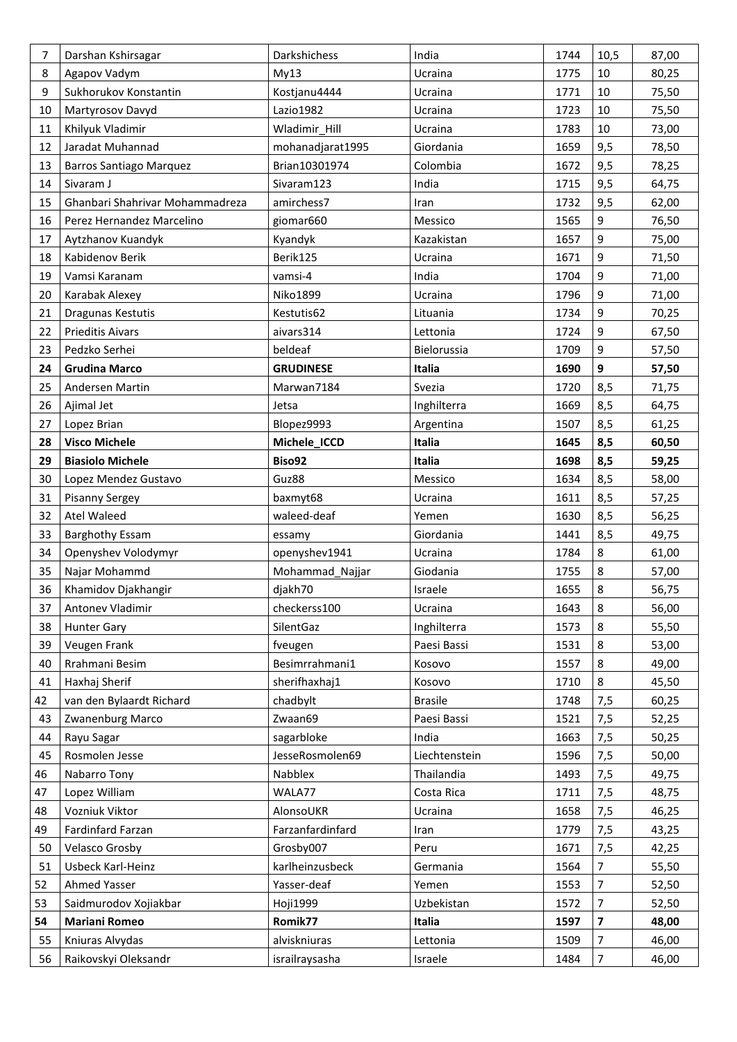| 7 | Darshan Kshirsagar | Darkshichess | India | 1744 | 10,5 | 87,00 |
|---|---|---|---|---|---|---|
| 8 | Agapov Vadym | My13 | Ucraina | 1775 | 10 | 80,25 |
| 9 | Sukhorukov Konstantin | Kostjanu4444 | Ucraina | 1771 | 10 | 75,50 |
| 10 | Martyrosov Davyd | Lazio1982 | Ucraina | 1723 | 10 | 75,50 |
| 11 | Khilyuk Vladimir | Wladimir_Hill | Ucraina | 1783 | 10 | 73,00 |
| 12 | Jaradat Muhannad | mohanadjarat1995 | Giordania | 1659 | 9,5 | 78,50 |
| 13 | Barros Santiago Marquez | Brian10301974 | Colombia | 1672 | 9,5 | 78,25 |
| 14 | Sivaram J | Sivaram123 | India | 1715 | 9,5 | 64,75 |
| 15 | Ghanbari Shahrivar Mohammadreza | amirchess7 | Iran | 1732 | 9,5 | 62,00 |
| 16 | Perez Hernandez Marcelino | giomar660 | Messico | 1565 | 9 | 76,50 |
| 17 | Aytzhanov Kuandyk | Kyandyk | Kazakistan | 1657 | 9 | 75,00 |
| 18 | Kabidenov Berik | Berik125 | Ucraina | 1671 | 9 | 71,50 |
| 19 | Vamsi Karanam | vamsi-4 | India | 1704 | 9 | 71,00 |
| 20 | Karabak Alexey | Niko1899 | Ucraina | 1796 | 9 | 71,00 |
| 21 | Dragunas Kestutis | Kestutis62 | Lituania | 1734 | 9 | 70,25 |
| 22 | Prieditis Aivars | aivars314 | Lettonia | 1724 | 9 | 67,50 |
| 23 | Pedzko Serhei | beldeaf | Bielorussia | 1709 | 9 | 57,50 |
| **24** | **Grudina Marco** | **GRUDINESE** | **Italia** | **1690** | **9** | **57,50** |
| 25 | Andersen Martin | Marwan7184 | Svezia | 1720 | 8,5 | 71,75 |
| 26 | Ajimal Jet | Jetsa | Inghilterra | 1669 | 8,5 | 64,75 |
| 27 | Lopez Brian | Blopez9993 | Argentina | 1507 | 8,5 | 61,25 |
| **28** | **Visco Michele** | **Michele_ICCD** | **Italia** | **1645** | **8,5** | **60,50** |
| **29** | **Biasiolo Michele** | **Biso92** | **Italia** | **1698** | **8,5** | **59,25** |
| 30 | Lopez Mendez Gustavo | Guz88 | Messico | 1634 | 8,5 | 58,00 |
| 31 | Pisanny Sergey | baxmyt68 | Ucraina | 1611 | 8,5 | 57,25 |
| 32 | Atel Waleed | waleed-deaf | Yemen | 1630 | 8,5 | 56,25 |
| 33 | Barghothy Essam | essamy | Giordania | 1441 | 8,5 | 49,75 |
| 34 | Openyshev Volodymyr | openyshev1941 | Ucraina | 1784 | 8 | 61,00 |
| 35 | Najar Mohammd | Mohammad_Najjar | Giodania | 1755 | 8 | 57,00 |
| 36 | Khamidov Djakhangir | djakh70 | Israele | 1655 | 8 | 56,75 |
| 37 | Antonev Vladimir | checkerss100 | Ucraina | 1643 | 8 | 56,00 |
| 38 | Hunter Gary | SilentGaz | Inghilterra | 1573 | 8 | 55,50 |
| 39 | Veugen Frank | fveugen | Paesi Bassi | 1531 | 8 | 53,00 |
| 40 | Rrahmani Besim | Besimrrahmani1 | Kosovo | 1557 | 8 | 49,00 |
| 41 | Haxhaj Sherif | sherifhaxhaj1 | Kosovo | 1710 | 8 | 45,50 |
| 42 | van den Bylaardt Richard | chadbylt | Brasile | 1748 | 7,5 | 60,25 |
| 43 | Zwanenburg Marco | Zwaan69 | Paesi Bassi | 1521 | 7,5 | 52,25 |
| 44 | Rayu Sagar | sagarbloke | India | 1663 | 7,5 | 50,25 |
| 45 | Rosmolen Jesse | JesseRosmolen69 | Liechtenstein | 1596 | 7,5 | 50,00 |
| 46 | Nabarro Tony | Nabblex | Thailandia | 1493 | 7,5 | 49,75 |
| 47 | Lopez William | WALA77 | Costa Rica | 1711 | 7,5 | 48,75 |
| 48 | Vozniuk Viktor | AlonsoUKR | Ucraina | 1658 | 7,5 | 46,25 |
| 49 | Fardinfard Farzan | Farzanfardinfard | Iran | 1779 | 7,5 | 43,25 |
| 50 | Velasco Grosby | Grosby007 | Peru | 1671 | 7,5 | 42,25 |
| 51 | Usbeck Karl-Heinz | karlheinzusbeck | Germania | 1564 | 7 | 55,50 |
| 52 | Ahmed Yasser | Yasser-deaf | Yemen | 1553 | 7 | 52,50 |
| 53 | Saidmurodov Xojiakbar | Hoji1999 | Uzbekistan | 1572 | 7 | 52,50 |
| **54** | **Mariani Romeo** | **Romik77** | **Italia** | **1597** | **7** | **48,00** |
| 55 | Kniuras Alvydas | alviskniuras | Lettonia | 1509 | 7 | 46,00 |
| 56 | Raikovskyi Oleksandr | israilraysasha | Israele | 1484 | 7 | 46,00 |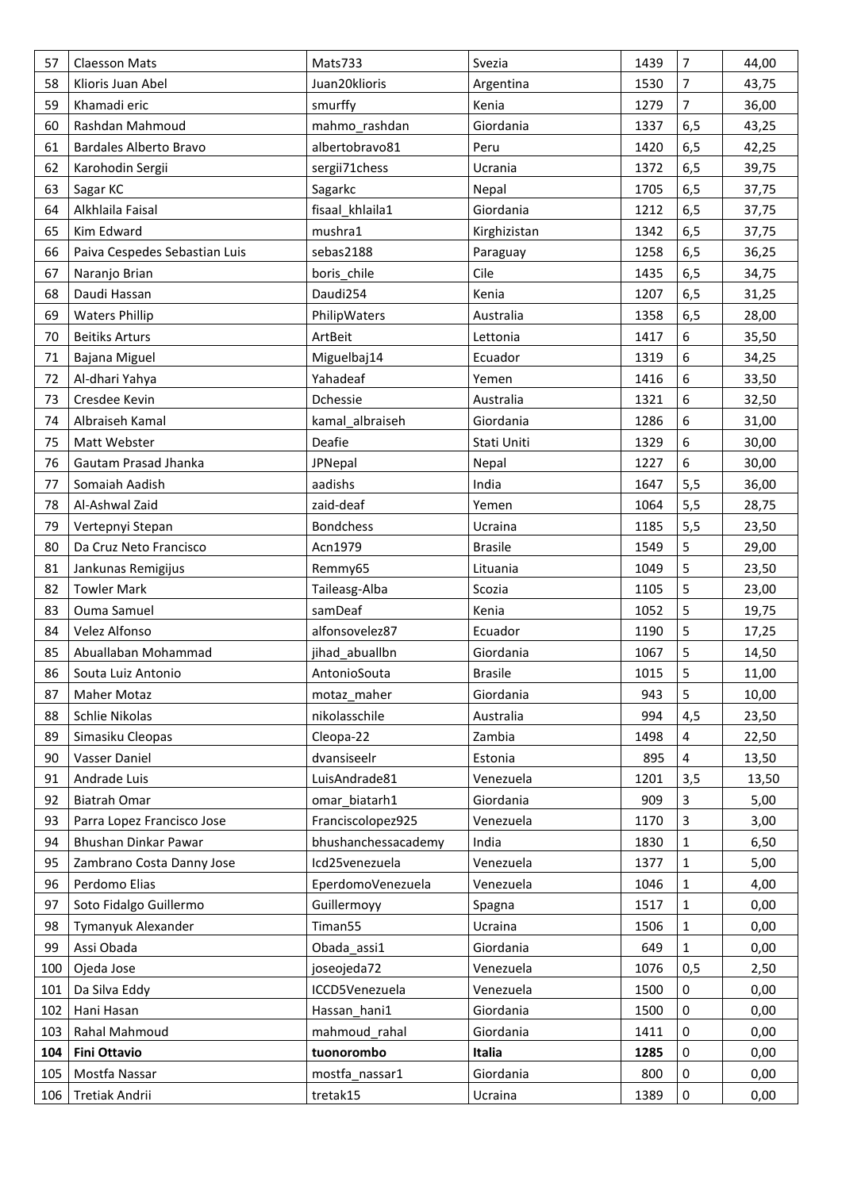| 57 | Claesson Mats | Mats733 | Svezia | 1439 | 7 | 44,00 |
|---|---|---|---|---|---|---|
| 58 | Klioris Juan Abel | Juan20klioris | Argentina | 1530 | 7 | 43,75 |
| 59 | Khamadi eric | smurffy | Kenia | 1279 | 7 | 36,00 |
| 60 | Rashdan Mahmoud | mahmo_rashdan | Giordania | 1337 | 6,5 | 43,25 |
| 61 | Bardales Alberto Bravo | albertobravo81 | Peru | 1420 | 6,5 | 42,25 |
| 62 | Karohodin Sergii | sergii71chess | Ucrania | 1372 | 6,5 | 39,75 |
| 63 | Sagar KC | Sagarkc | Nepal | 1705 | 6,5 | 37,75 |
| 64 | Alkhlaila Faisal | fisaal_khlaila1 | Giordania | 1212 | 6,5 | 37,75 |
| 65 | Kim Edward | mushra1 | Kirghizistan | 1342 | 6,5 | 37,75 |
| 66 | Paiva Cespedes Sebastian Luis | sebas2188 | Paraguay | 1258 | 6,5 | 36,25 |
| 67 | Naranjo Brian | boris_chile | Cile | 1435 | 6,5 | 34,75 |
| 68 | Daudi Hassan | Daudi254 | Kenia | 1207 | 6,5 | 31,25 |
| 69 | Waters Phillip | PhilipWaters | Australia | 1358 | 6,5 | 28,00 |
| 70 | Beitiks Arturs | ArtBeit | Lettonia | 1417 | 6 | 35,50 |
| 71 | Bajana Miguel | Miguelbaj14 | Ecuador | 1319 | 6 | 34,25 |
| 72 | Al-dhari Yahya | Yahadeaf | Yemen | 1416 | 6 | 33,50 |
| 73 | Cresdee Kevin | Dchessie | Australia | 1321 | 6 | 32,50 |
| 74 | Albraiseh Kamal | kamal_albraiseh | Giordania | 1286 | 6 | 31,00 |
| 75 | Matt Webster | Deafie | Stati Uniti | 1329 | 6 | 30,00 |
| 76 | Gautam Prasad Jhanka | JPNepal | Nepal | 1227 | 6 | 30,00 |
| 77 | Somaiah Aadish | aadishs | India | 1647 | 5,5 | 36,00 |
| 78 | Al-Ashwal Zaid | zaid-deaf | Yemen | 1064 | 5,5 | 28,75 |
| 79 | Vertepnyi Stepan | Bondchess | Ucraina | 1185 | 5,5 | 23,50 |
| 80 | Da Cruz Neto Francisco | Acn1979 | Brasile | 1549 | 5 | 29,00 |
| 81 | Jankunas Remigijus | Remmy65 | Lituania | 1049 | 5 | 23,50 |
| 82 | Towler Mark | Taileasg-Alba | Scozia | 1105 | 5 | 23,00 |
| 83 | Ouma Samuel | samDeaf | Kenia | 1052 | 5 | 19,75 |
| 84 | Velez Alfonso | alfonsovelez87 | Ecuador | 1190 | 5 | 17,25 |
| 85 | Abuallaban Mohammad | jihad_abuallbn | Giordania | 1067 | 5 | 14,50 |
| 86 | Souta Luiz Antonio | AntonioSouta | Brasile | 1015 | 5 | 11,00 |
| 87 | Maher Motaz | motaz_maher | Giordania | 943 | 5 | 10,00 |
| 88 | Schlie Nikolas | nikolasschile | Australia | 994 | 4,5 | 23,50 |
| 89 | Simasiku Cleopas | Cleopa-22 | Zambia | 1498 | 4 | 22,50 |
| 90 | Vasser Daniel | dvansiseelr | Estonia | 895 | 4 | 13,50 |
| 91 | Andrade Luis | LuisAndrade81 | Venezuela | 1201 | 3,5 | 13,50 |
| 92 | Biatrah Omar | omar_biatarh1 | Giordania | 909 | 3 | 5,00 |
| 93 | Parra Lopez Francisco Jose | Franciscolopez925 | Venezuela | 1170 | 3 | 3,00 |
| 94 | Bhushan Dinkar Pawar | bhushanchessacademy | India | 1830 | 1 | 6,50 |
| 95 | Zambrano Costa Danny Jose | Icd25venezuela | Venezuela | 1377 | 1 | 5,00 |
| 96 | Perdomo Elias | EperdomoVenezuela | Venezuela | 1046 | 1 | 4,00 |
| 97 | Soto Fidalgo Guillermo | Guillermoyy | Spagna | 1517 | 1 | 0,00 |
| 98 | Tymanyuk Alexander | Timan55 | Ucraina | 1506 | 1 | 0,00 |
| 99 | Assi Obada | Obada_assi1 | Giordania | 649 | 1 | 0,00 |
| 100 | Ojeda Jose | joseojeda72 | Venezuela | 1076 | 0,5 | 2,50 |
| 101 | Da Silva Eddy | ICCD5Venezuela | Venezuela | 1500 | 0 | 0,00 |
| 102 | Hani Hasan | Hassan_hani1 | Giordania | 1500 | 0 | 0,00 |
| 103 | Rahal Mahmoud | mahmoud_rahal | Giordania | 1411 | 0 | 0,00 |
| **104** | **Fini Ottavio** | **tuonorombo** | **Italia** | **1285** | 0 | 0,00 |
| 105 | Mostfa Nassar | mostfa_nassar1 | Giordania | 800 | 0 | 0,00 |
| 106 | Tretiak Andrii | tretak15 | Ucraina | 1389 | 0 | 0,00 |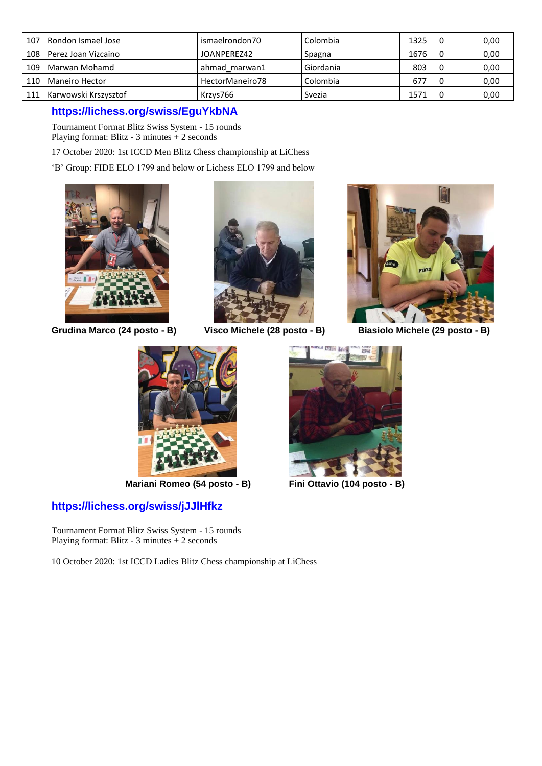| | | | | | | |
|---|---|---|---|---|---|---|
| 107 | Rondon Ismael Jose | ismaelrondon70 | Colombia | 1325 | 0 | 0,00 |
| 108 | Perez Joan Vizcaino | JOANPEREZ42 | Spagna | 1676 | 0 | 0,00 |
| 109 | Marwan Mohamd | ahmad_marwan1 | Giordania | 803 | 0 | 0,00 |
| 110 | Maneiro Hector | HectorManeiro78 | Colombia | 677 | 0 | 0,00 |
| 111 | Karwowski Krszysztof | Krzys766 | Svezia | 1571 | 0 | 0,00 |

**https://lichess.org/swiss/EguYkbNA**

Tournament Format Blitz Swiss System - 15 rounds
Playing format: Blitz - 3 minutes + 2 seconds

17 October 2020: 1st ICCD Men Blitz Chess championship at LiChess

'B' Group: FIDE ELO 1799 and below or Lichess ELO 1799 and below

**Grudina Marco (24 posto - B)**

**Visco Michele (28 posto - B)**

**Biasiolo Michele (29 posto - B)**

**Mariani Romeo (54 posto - B)**

**Fini Ottavio (104 posto - B)**

**https://lichess.org/swiss/jJJlHfkz**

Tournament Format Blitz Swiss System - 15 rounds
Playing format: Blitz - 3 minutes + 2 seconds

10 October 2020: 1st ICCD Ladies Blitz Chess championship at LiChess